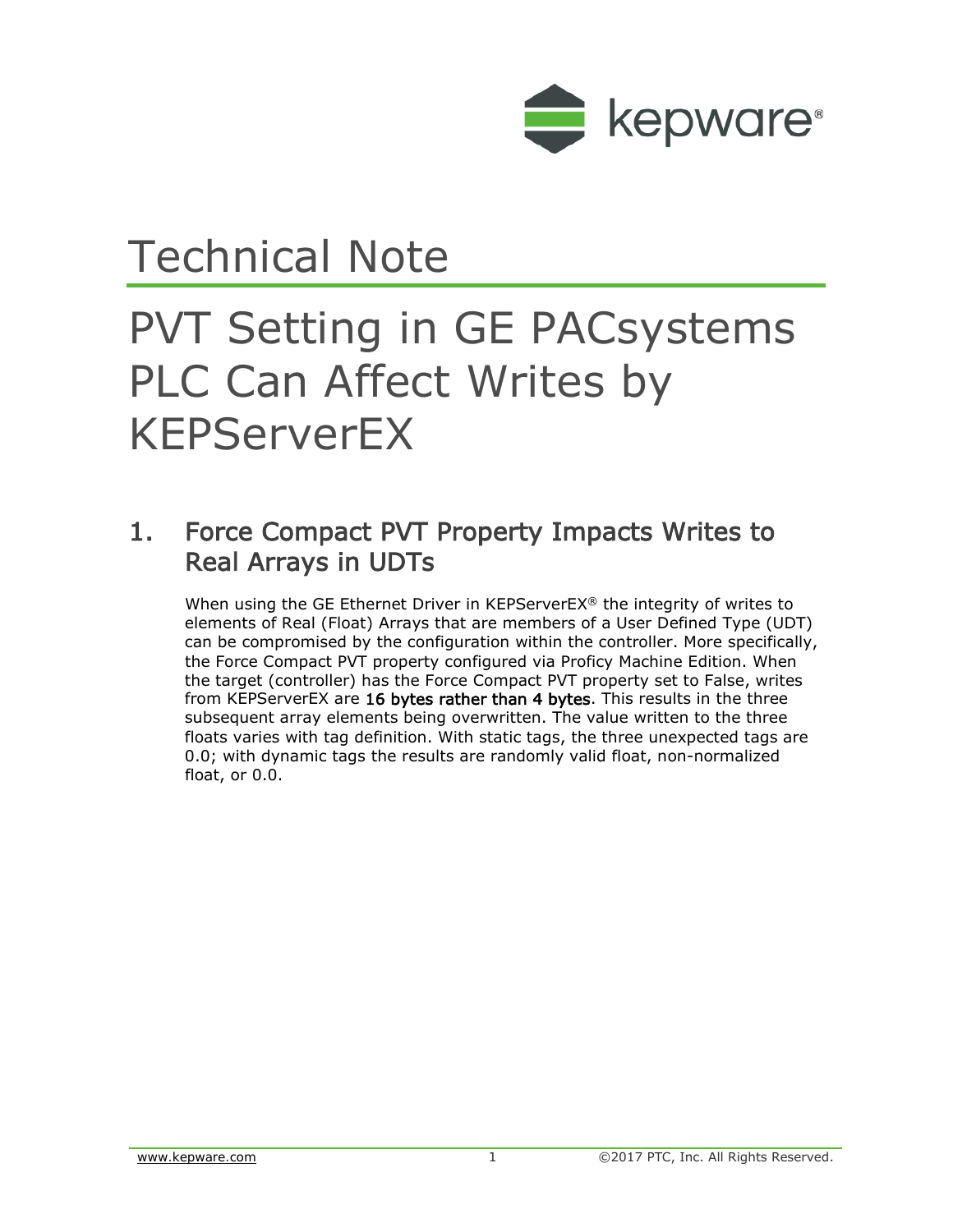# Technical Note

# PVT Setting in GE PACsystems PLC Can Affect Writes by KEPServerEX

## 1. Force Compact PVT Property Impacts Writes to Real Arrays in UDTs

When using the GE Ethernet Driver in KEPServerEX® the integrity of writes to elements of Real (Float) Arrays that are members of a User Defined Type (UDT) can be compromised by the configuration within the controller. More specifically, the Force Compact PVT property configured via Proficy Machine Edition. When the target (controller) has the Force Compact PVT property set to False, writes from KEPServerEX are 16 bytes rather than 4 bytes. This results in the three subsequent array elements being overwritten. The value written to the three floats varies with tag definition. With static tags, the three unexpected tags are 0.0; with dynamic tags the results are randomly valid float, non-normalized float, or 0.0.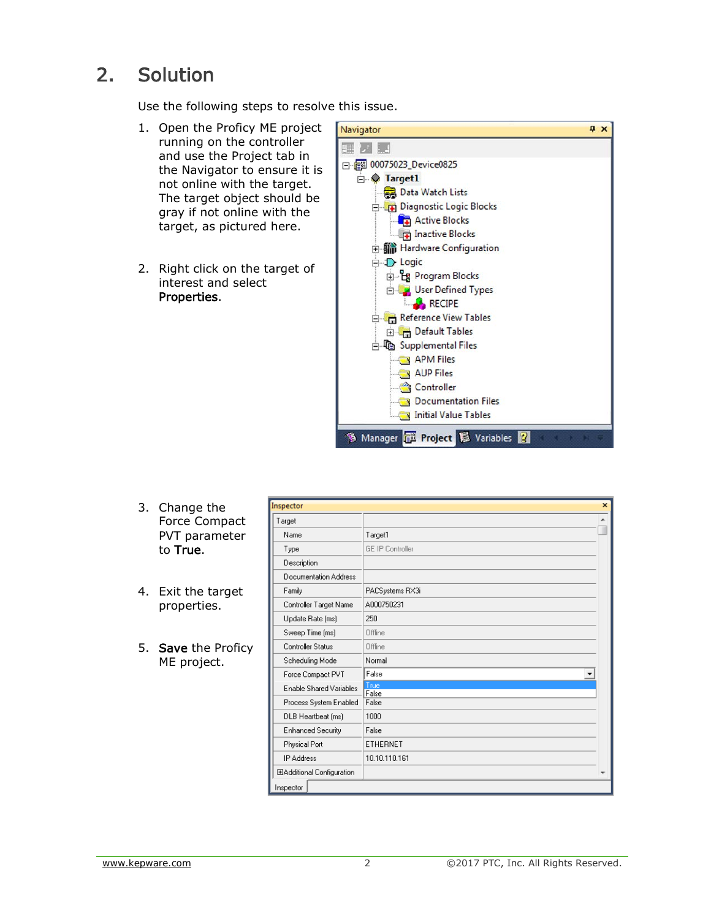## 2. Solution

Use the following steps to resolve this issue.

1. Open the Proficy ME project running on the controller and use the Project tab in the Navigator to ensure it is not online with the target. The target object should be gray if not online with the target, as pictured here.

2. Right click on the target of interest and select **Properties**.

3. Change the Force Compact PVT parameter to **True**.

4. Exit the target properties.

5. **Save** the Proficy ME project.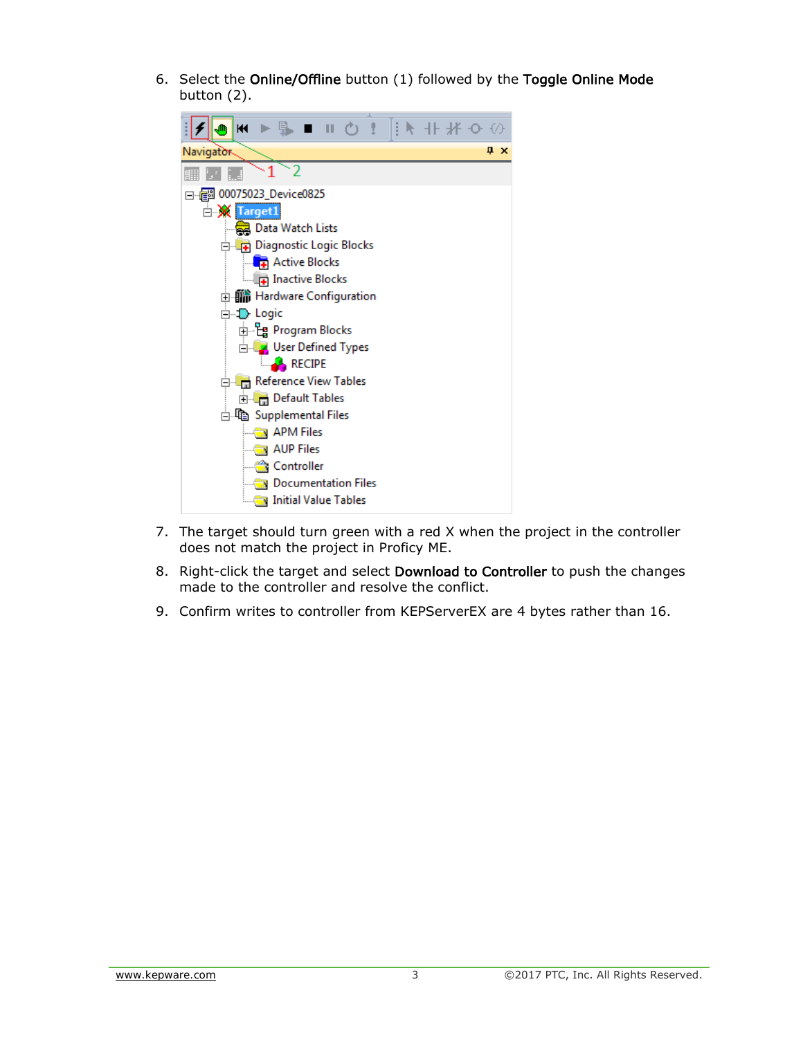6. Select the **Online/Offline** button (1) followed by the **Toggle Online Mode** button (2).

7. The target should turn green with a red X when the project in the controller does not match the project in Proficy ME.

8. Right-click the target and select **Download to Controller** to push the changes made to the controller and resolve the conflict.

9. Confirm writes to controller from KEPServerEX are 4 bytes rather than 16.